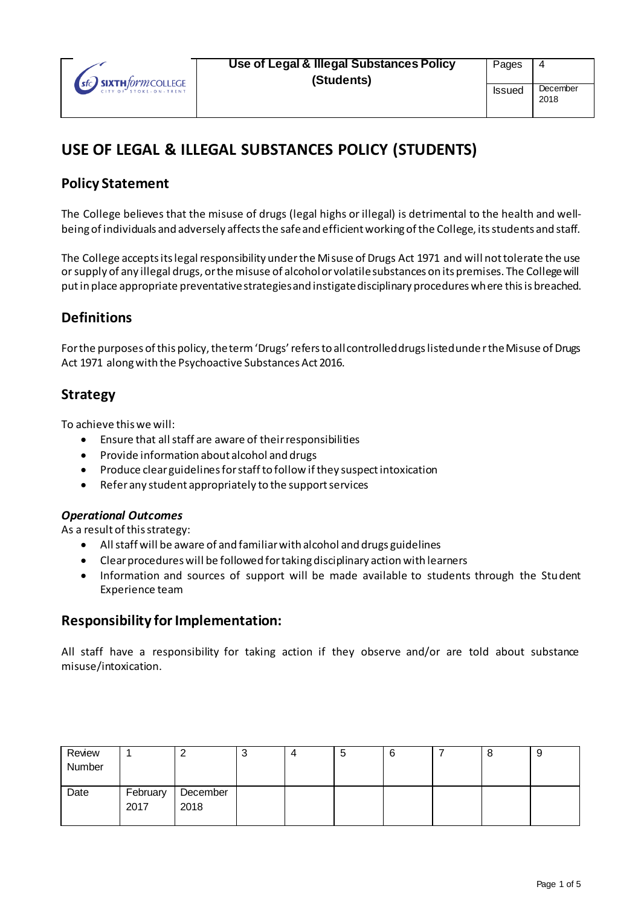| Sixth Form College City of Stoke-on-Trent | Use of Legal & Illegal Substances Policy (Students) | Pages | 4 |
| --- | --- | --- | --- |
| | | Issued | December 2018 |

# USE OF LEGAL & ILLEGAL SUBSTANCES POLICY (STUDENTS)

## Policy Statement

The College believes that the misuse of drugs (legal highs or illegal) is detrimental to the health and well-being of individuals and adversely affects the safe and efficient working of the College, its students and staff.

The College accepts its legal responsibility under the Misuse of Drugs Act 1971 and will not tolerate the use or supply of any illegal drugs, or the misuse of alcohol or volatile substances on its premises. The College will put in place appropriate preventative strategies and instigate disciplinary procedures where this is breached.

## Definitions

For the purposes of this policy, the term 'Drugs' refers to all controlled drugs listed under the Misuse of Drugs Act 1971 along with the Psychoactive Substances Act 2016.

## Strategy

To achieve this we will:

- Ensure that all staff are aware of their responsibilities
- Provide information about alcohol and drugs
- Produce clear guidelines for staff to follow if they suspect intoxication
- Refer any student appropriately to the support services

### *Operational Outcomes*

As a result of this strategy:

- All staff will be aware of and familiar with alcohol and drugs guidelines
- Clear procedures will be followed for taking disciplinary action with learners
- Information and sources of support will be made available to students through the Student Experience team

## Responsibility for Implementation:

All staff have a responsibility for taking action if they observe and/or are told about substance misuse/intoxication.

| Review Number | 1 | 2 | 3 | 4 | 5 | 6 | 7 | 8 | 9 |
| --- | --- | --- | --- | --- | --- | --- | --- | --- | --- |
| Date | February 2017 | December 2018 | | | | | | | |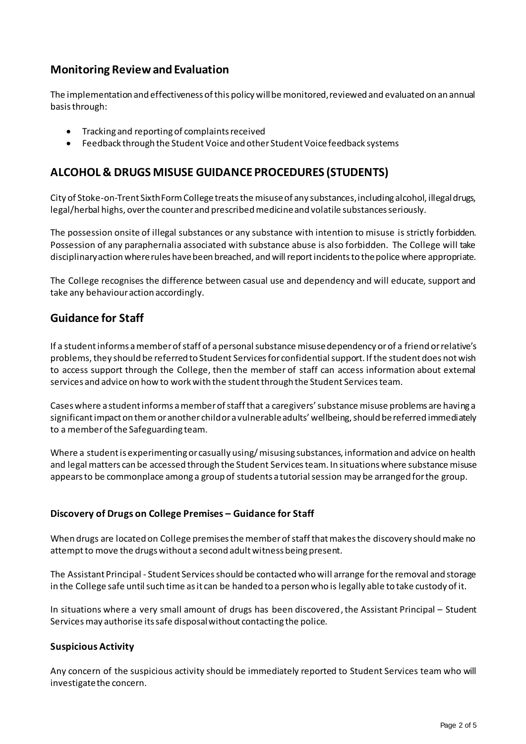## Monitoring Review and Evaluation

The implementation and effectiveness of this policy will be monitored, reviewed and evaluated on an annual basis through:

- Tracking and reporting of complaints received
- Feedback through the Student Voice and other Student Voice feedback systems

## ALCOHOL & DRUGS MISUSE GUIDANCE PROCEDURES (STUDENTS)

City of Stoke-on-Trent Sixth Form College treats the misuse of any substances, including alcohol, illegal drugs, legal/herbal highs, over the counter and prescribed medicine and volatile substances seriously.

The possession onsite of illegal substances or any substance with intention to misuse is strictly forbidden. Possession of any paraphernalia associated with substance abuse is also forbidden. The College will take disciplinary action where rules have been breached, and will report incidents to the police where appropriate.

The College recognises the difference between casual use and dependency and will educate, support and take any behaviour action accordingly.

## Guidance for Staff

If a student informs a member of staff of a personal substance misuse dependency or of a friend or relative's problems, they should be referred to Student Services for confidential support. If the student does not wish to access support through the College, then the member of staff can access information about external services and advice on how to work with the student through the Student Services team.

Cases where a student informs a member of staff that a caregivers' substance misuse problems are having a significant impact on them or another child or a vulnerable adults' wellbeing, should be referred immediately to a member of the Safeguarding team.

Where a student is experimenting or casually using/ misusing substances, information and advice on health and legal matters can be accessed through the Student Services team. In situations where substance misuse appears to be commonplace among a group of students a tutorial session may be arranged for the group.

### Discovery of Drugs on College Premises – Guidance for Staff

When drugs are located on College premises the member of staff that makes the discovery should make no attempt to move the drugs without a second adult witness being present.

The Assistant Principal - Student Services should be contacted who will arrange for the removal and storage in the College safe until such time as it can be handed to a person who is legally able to take custody of it.

In situations where a very small amount of drugs has been discovered, the Assistant Principal – Student Services may authorise its safe disposal without contacting the police.

### Suspicious Activity

Any concern of the suspicious activity should be immediately reported to Student Services team who will investigate the concern.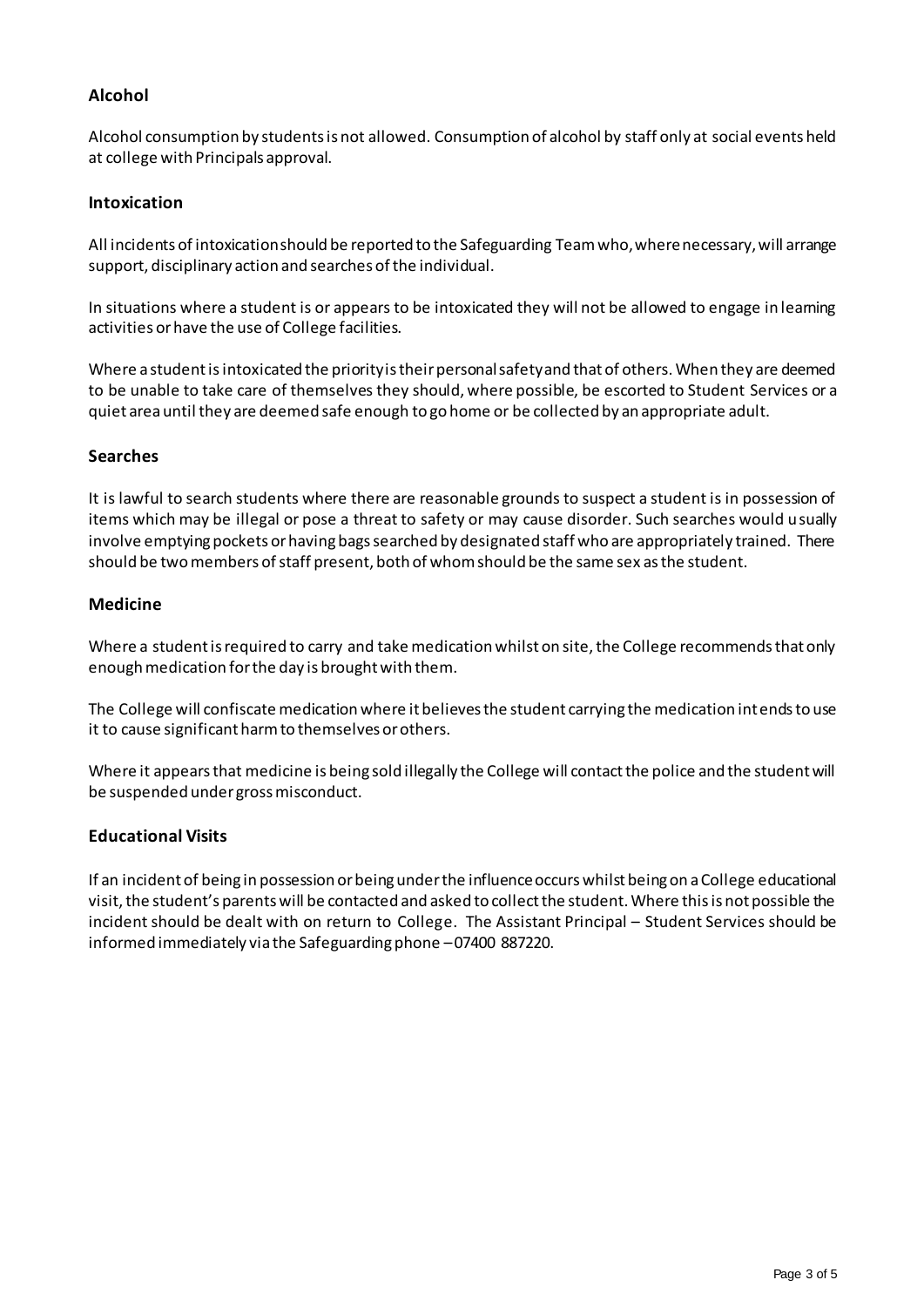## Alcohol

Alcohol consumption by students is not allowed. Consumption of alcohol by staff only at social events held at college with Principals approval.

## Intoxication

All incidents of intoxication should be reported to the Safeguarding Team who, where necessary, will arrange support, disciplinary action and searches of the individual.

In situations where a student is or appears to be intoxicated they will not be allowed to engage in learning activities or have the use of College facilities.

Where a student is intoxicated the priority is their personal safety and that of others. When they are deemed to be unable to take care of themselves they should, where possible, be escorted to Student Services or a quiet area until they are deemed safe enough to go home or be collected by an appropriate adult.

## Searches

It is lawful to search students where there are reasonable grounds to suspect a student is in possession of items which may be illegal or pose a threat to safety or may cause disorder. Such searches would usually involve emptying pockets or having bags searched by designated staff who are appropriately trained. There should be two members of staff present, both of whom should be the same sex as the student.

## Medicine

Where a student is required to carry and take medication whilst on site, the College recommends that only enough medication for the day is brought with them.

The College will confiscate medication where it believes the student carrying the medication intends to use it to cause significant harm to themselves or others.

Where it appears that medicine is being sold illegally the College will contact the police and the student will be suspended under gross misconduct.

## Educational Visits

If an incident of being in possession or being under the influence occurs whilst being on a College educational visit, the student's parents will be contacted and asked to collect the student. Where this is not possible the incident should be dealt with on return to College. The Assistant Principal – Student Services should be informed immediately via the Safeguarding phone – 07400 887220.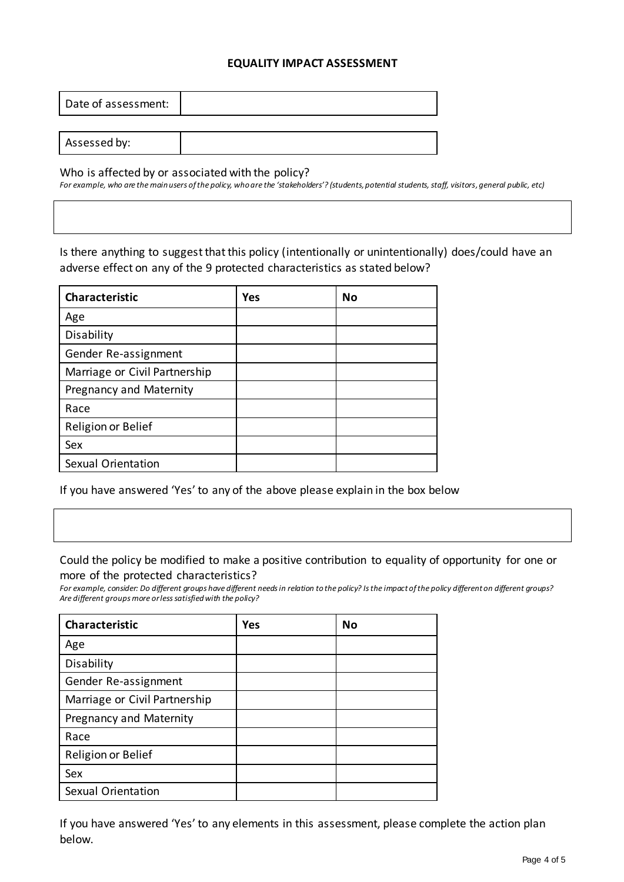## EQUALITY IMPACT ASSESSMENT

| Date of assessment: | |
|---|---|

| Assessed by: | |
|---|---|

Who is affected by or associated with the policy?

*For example, who are the main users of the policy, who are the 'stakeholders'? (students, potential students, staff, visitors, general public, etc)*

| |
|---|

Is there anything to suggest that this policy (intentionally or unintentionally) does/could have an adverse effect on any of the 9 protected characteristics as stated below?

| Characteristic | Yes | No |
|---|---|---|
| Age | | |
| Disability | | |
| Gender Re-assignment | | |
| Marriage or Civil Partnership | | |
| Pregnancy and Maternity | | |
| Race | | |
| Religion or Belief | | |
| Sex | | |
| Sexual Orientation | | |

If you have answered 'Yes' to any of the above please explain in the box below

| |
|---|

Could the policy be modified to make a positive contribution to equality of opportunity for one or more of the protected characteristics?

*For example, consider: Do different groups have different needs in relation to the policy? Is the impact of the policy different on different groups? Are different groups more or less satisfied with the policy?*

| Characteristic | Yes | No |
|---|---|---|
| Age | | |
| Disability | | |
| Gender Re-assignment | | |
| Marriage or Civil Partnership | | |
| Pregnancy and Maternity | | |
| Race | | |
| Religion or Belief | | |
| Sex | | |
| Sexual Orientation | | |

If you have answered 'Yes' to any elements in this assessment, please complete the action plan below.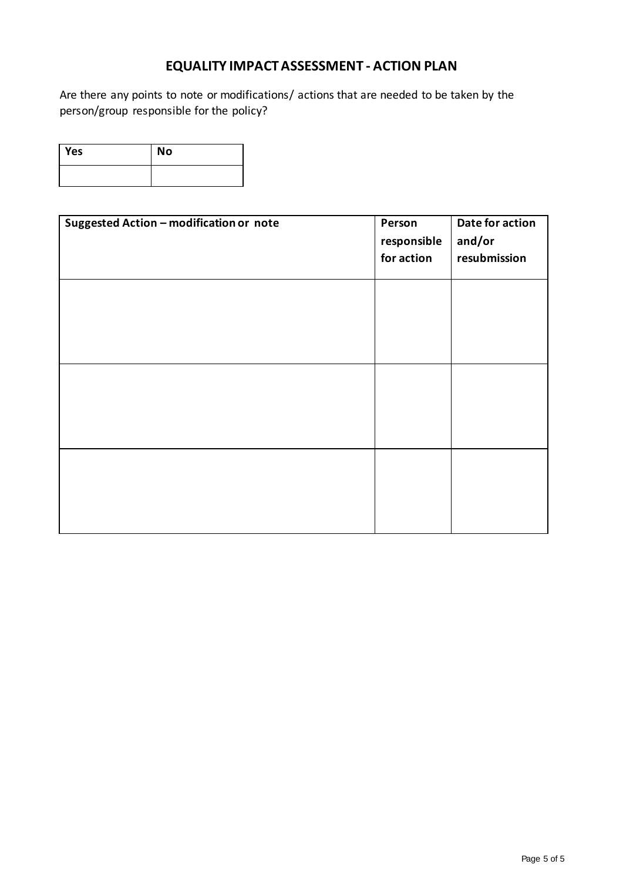# EQUALITY IMPACT ASSESSMENT - ACTION PLAN

Are there any points to note or modifications/ actions that are needed to be taken by the person/group responsible for the policy?

| Yes | No |
|---|---|
| | |

| Suggested Action – modification or note | Person responsible for action | Date for action and/or resubmission |
|---|---|---|
| | | |
| | | |
| | | |